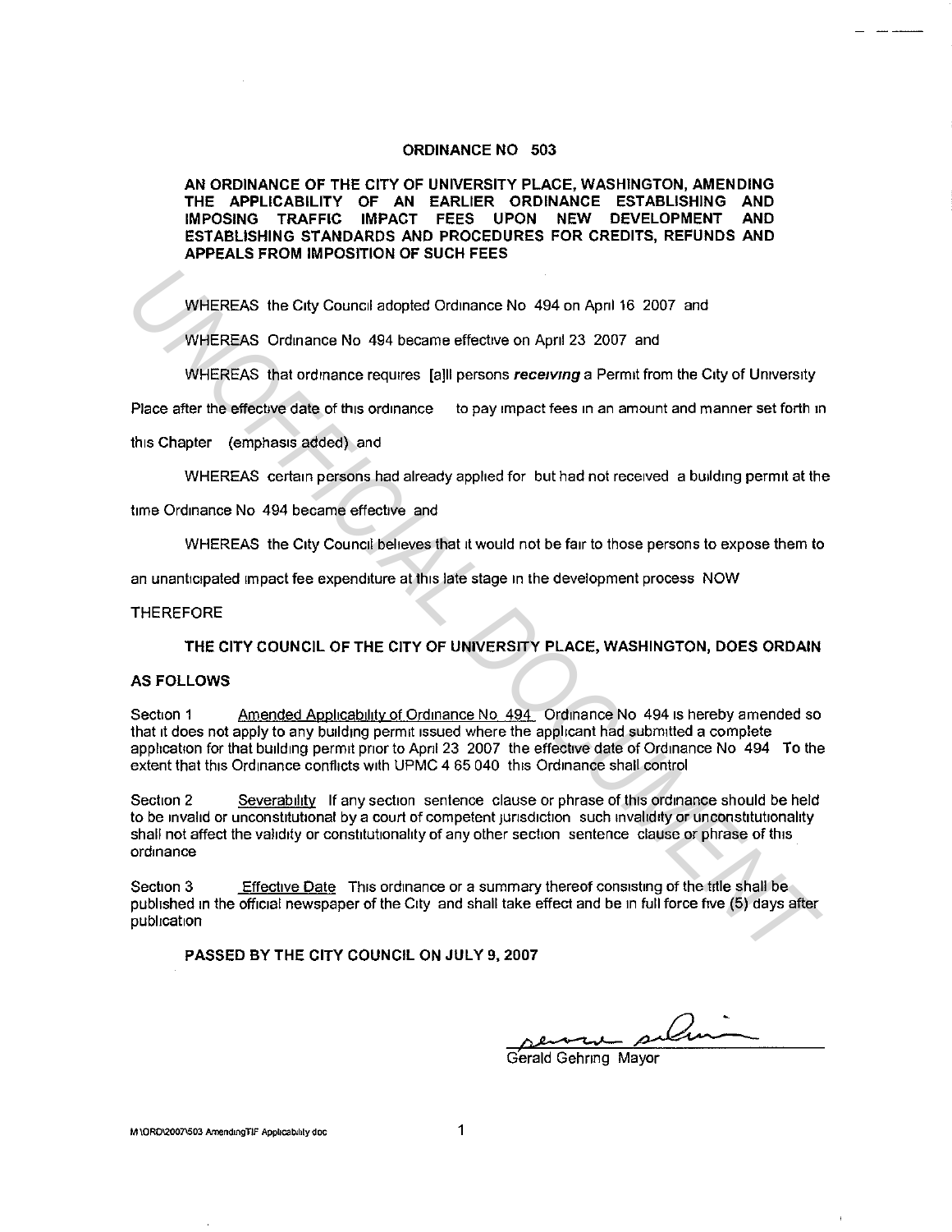# ORDINANCE NO 503

**AN ORDINANCE OF THE CITY OF UNIVERSITY PLACE, WASHINGTON, AMENDING THE APPLICABILITY OF AN EARLIER ORDINANCE ESTABLISHING AND IMPOSING TRAFFIC IMPACT FEES UPON NEW DEVELOPMENT AND ESTABLISHING STANDARDS AND PROCEDURES FOR CREDITS, REFUNDS AND APPEALS FROM IMPOSITION OF SUCH FEES**

WHEREAS the City Council adopted Ordinance No 494 on April 16 2007 and

WHEREAS Ordinance No 494 became effective on April 23 2007 and

WHEREAS that ordinance requires [a]ll persons ***receiving*** a Permit from the City of University Place after the effective date of this ordinance to pay impact fees in an amount and manner set forth in this Chapter (emphasis added) and

WHEREAS certain persons had already applied for but had not received a building permit at the time Ordinance No 494 became effective and

WHEREAS the City Council believes that it would not be fair to those persons to expose them to an unanticipated impact fee expenditure at this late stage in the development process NOW

THEREFORE

**THE CITY COUNCIL OF THE CITY OF UNIVERSITY PLACE, WASHINGTON, DOES ORDAIN AS FOLLOWS**

Section 1 Amended Applicability of Ordinance No 494 Ordinance No 494 is hereby amended so that it does not apply to any building permit issued where the applicant had submitted a complete application for that building permit prior to April 23 2007 the effective date of Ordinance No 494 To the extent that this Ordinance conflicts with UPMC 4 65 040 this Ordinance shall control

Section 2 Severability If any section sentence clause or phrase of this ordinance should be held to be invalid or unconstitutional by a court of competent jurisdiction such invalidity or unconstitutionality shall not affect the validity or constitutionality of any other section sentence clause or phrase of this ordinance

Section 3 Effective Date This ordinance or a summary thereof consisting of the title shall be published in the official newspaper of the City and shall take effect and be in full force five (5) days after publication

**PASSED BY THE CITY COUNCIL ON JULY 9, 2007**

Gerald Gehring Mayor

M\ORD\2007\503 AmendingTIF Applicability doc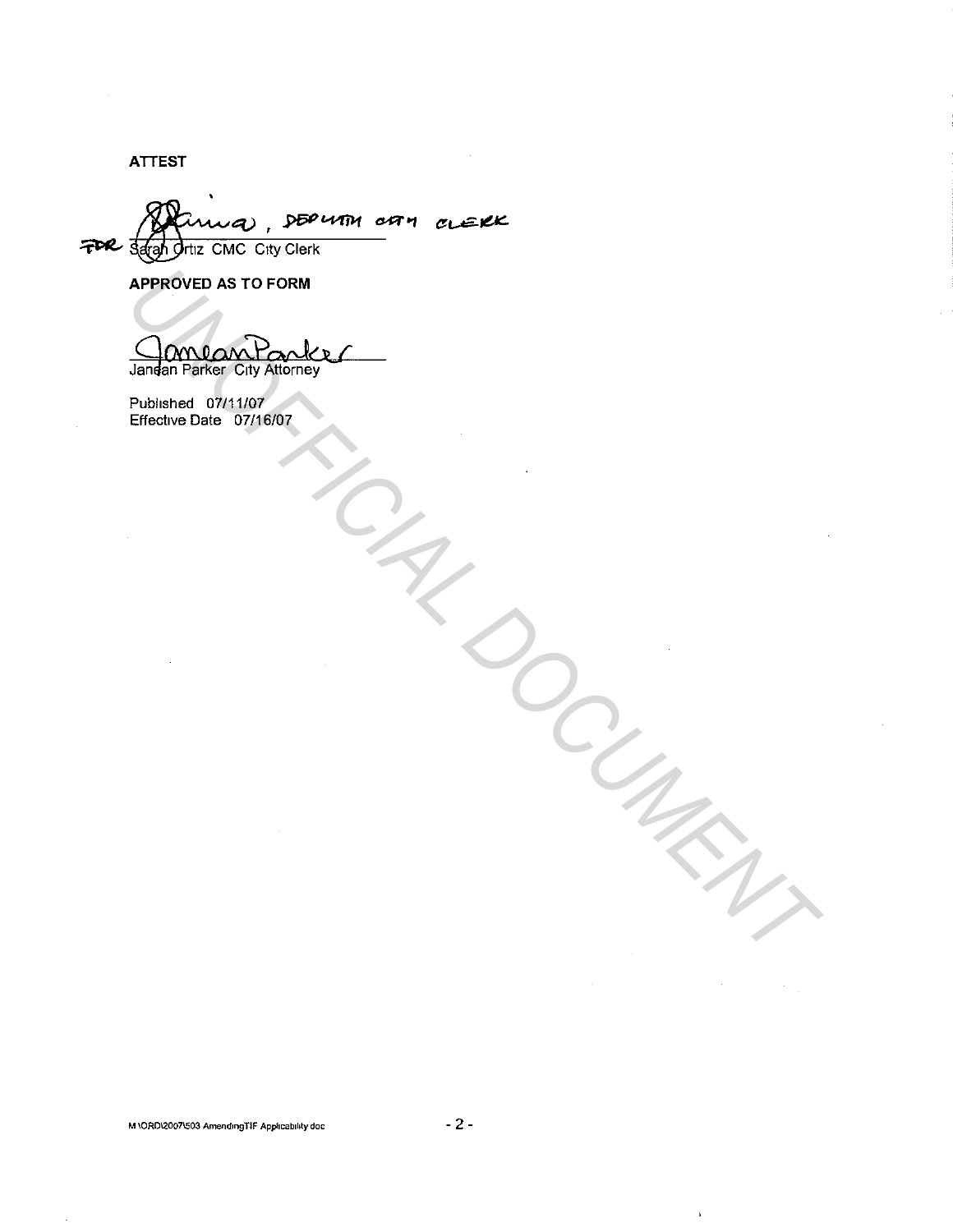**ATTEST**

FOR Sarah Ortiz CMC City Clerk, DEPUTY CITY CLERK

**APPROVED AS TO FORM**

Janean Parker City Attorney

Published 07/11/07
Effective Date 07/16/07

UNOFFICIAL DOCUMENT

M:\ORD\2007\503 AmendingTIF Applicability.doc